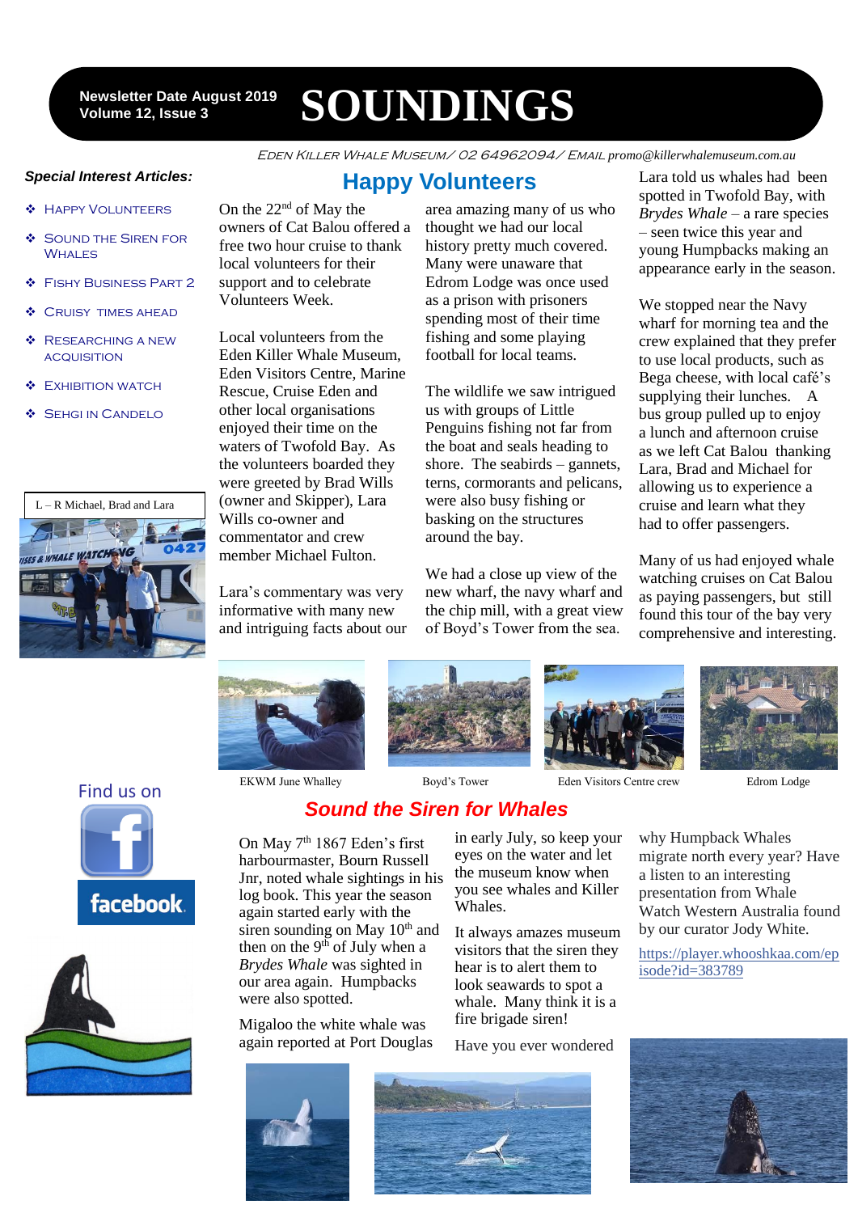Newsletter Date August 2019
Volume 12, Issue 3

# SOUNDINGS

EDEN KILLER WHALE MUSEUM/ 02 64962094/ EMAIL promo@killerwhalemuseum.com.au

***Special Interest Articles:***

- HAPPY VOLUNTEERS
- SOUND THE SIREN FOR WHALES
- FISHY BUSINESS PART 2
- CRUISY TIMES AHEAD
- RESEARCHING A NEW ACQUISITION
- EXHIBITION WATCH
- SEHGI IN CANDELO

L – R Michael, Brad and Lara

Find us on facebook

## Happy Volunteers

On the 22nd of May the owners of Cat Balou offered a free two hour cruise to thank local volunteers for their support and to celebrate Volunteers Week.

Local volunteers from the Eden Killer Whale Museum, Eden Visitors Centre, Marine Rescue, Cruise Eden and other local organisations enjoyed their time on the waters of Twofold Bay. As the volunteers boarded they were greeted by Brad Wills (owner and Skipper), Lara Wills co-owner and commentator and crew member Michael Fulton.

Lara's commentary was very informative with many new and intriguing facts about our area amazing many of us who thought we had our local history pretty much covered. Many were unaware that Edrom Lodge was once used as a prison with prisoners spending most of their time fishing and some playing football for local teams.

The wildlife we saw intrigued us with groups of Little Penguins fishing not far from the boat and seals heading to shore. The seabirds – gannets, terns, cormorants and pelicans, were also busy fishing or basking on the structures around the bay.

We had a close up view of the new wharf, the navy wharf and the chip mill, with a great view of Boyd's Tower from the sea.

Lara told us whales had been spotted in Twofold Bay, with *Brydes Whale* – a rare species – seen twice this year and young Humpbacks making an appearance early in the season.

We stopped near the Navy wharf for morning tea and the crew explained that they prefer to use local products, such as Bega cheese, with local café's supplying their lunches. A bus group pulled up to enjoy a lunch and afternoon cruise as we left Cat Balou thanking Lara, Brad and Michael for allowing us to experience a cruise and learn what they had to offer passengers.

Many of us had enjoyed whale watching cruises on Cat Balou as paying passengers, but still found this tour of the bay very comprehensive and interesting.

EKWM June Whalley

Boyd's Tower

Eden Visitors Centre crew

Edrom Lodge

## Sound the Siren for Whales

On May 7th 1867 Eden's first harbourmaster, Bourn Russell Jnr, noted whale sightings in his log book. This year the season again started early with the siren sounding on May 10th and then on the 9th of July when a *Brydes Whale* was sighted in our area again. Humpbacks were also spotted.

Migaloo the white whale was again reported at Port Douglas in early July, so keep your eyes on the water and let the museum know when you see whales and Killer Whales.

It always amazes museum visitors that the siren they hear is to alert them to look seawards to spot a whale. Many think it is a fire brigade siren!

Have you ever wondered why Humpback Whales migrate north every year? Have a listen to an interesting presentation from Whale Watch Western Australia found by our curator Jody White.

https://player.whooshkaa.com/episode?id=383789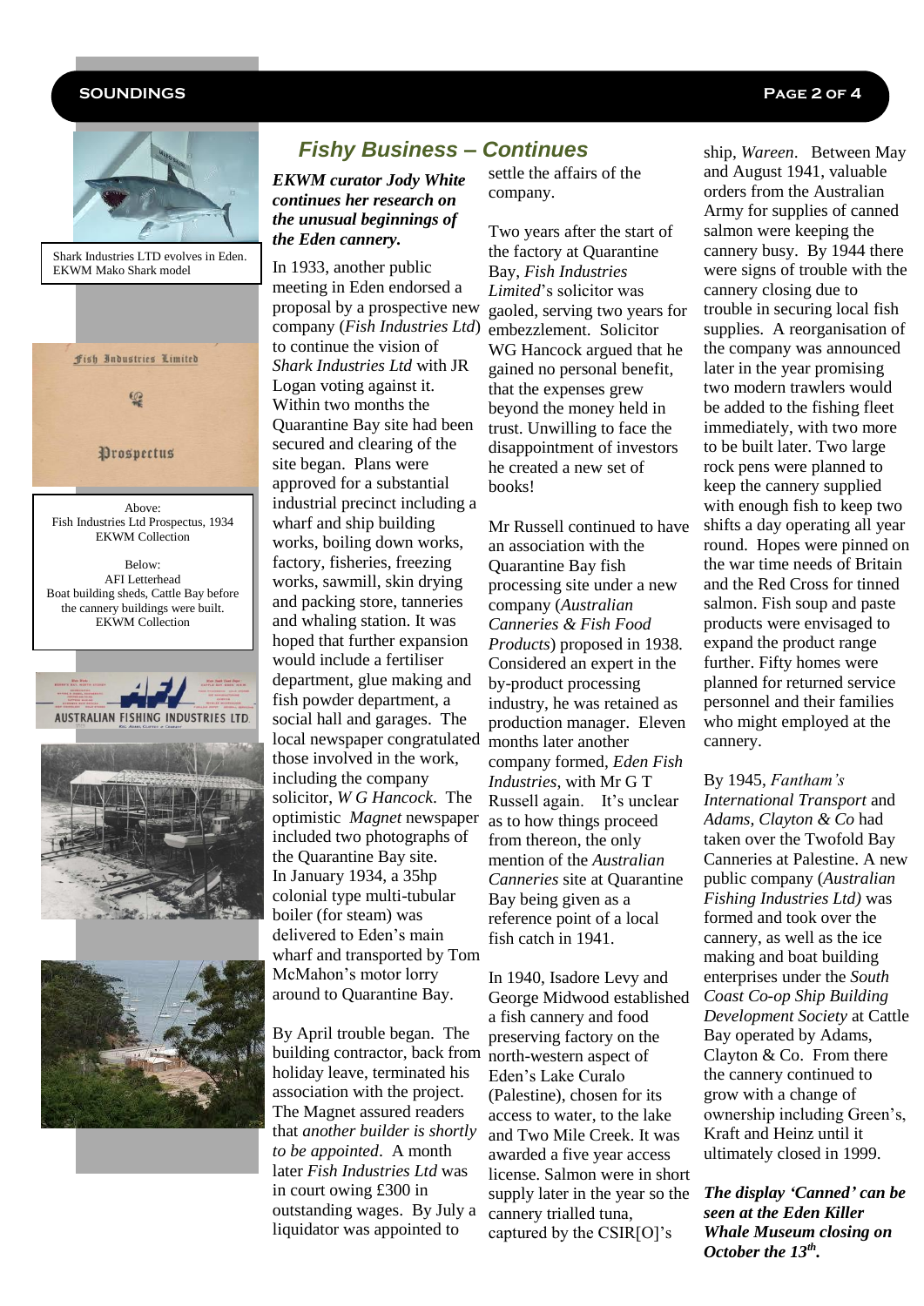## *Fishy Business – Continues*

***EKWM curator Jody White continues her research on the unusual beginnings of the Eden cannery.***

In 1933, another public meeting in Eden endorsed a proposal by a prospective new company (*Fish Industries Ltd*) to continue the vision of *Shark Industries Ltd* with JR Logan voting against it. Within two months the Quarantine Bay site had been secured and clearing of the site began. Plans were approved for a substantial industrial precinct including a wharf and ship building works, boiling down works, factory, fisheries, freezing works, sawmill, skin drying and packing store, tanneries and whaling station. It was hoped that further expansion would include a fertiliser department, glue making and fish powder department, a social hall and garages. The local newspaper congratulated those involved in the work, including the company solicitor, *W G Hancock*. The optimistic *Magnet* newspaper included two photographs of the Quarantine Bay site. In January 1934, a 35hp colonial type multi-tubular boiler (for steam) was delivered to Eden's main wharf and transported by Tom McMahon's motor lorry around to Quarantine Bay.

By April trouble began. The building contractor, back from holiday leave, terminated his association with the project. The Magnet assured readers that *another builder is shortly to be appointed*. A month later *Fish Industries Ltd* was in court owing £300 in outstanding wages. By July a liquidator was appointed to settle the affairs of the company.

Two years after the start of the factory at Quarantine Bay, *Fish Industries Limited*'s solicitor was gaoled, serving two years for embezzlement. Solicitor WG Hancock argued that he gained no personal benefit, that the expenses grew beyond the money held in trust. Unwilling to face the disappointment of investors he created a new set of books!

Mr Russell continued to have an association with the Quarantine Bay fish processing site under a new company (*Australian Canneries & Fish Food Products*) proposed in 1938. Considered an expert in the by-product processing industry, he was retained as production manager. Eleven months later another company formed, *Eden Fish Industries*, with Mr G T Russell again. It's unclear as to how things proceed from thereon, the only mention of the *Australian Canneries* site at Quarantine Bay being given as a reference point of a local fish catch in 1941.

In 1940, Isadore Levy and George Midwood established a fish cannery and food preserving factory on the north-western aspect of Eden's Lake Curalo (Palestine), chosen for its access to water, to the lake and Two Mile Creek. It was awarded a five year access license. Salmon were in short supply later in the year so the cannery trialled tuna, captured by the CSIR[O]'s ship, *Wareen*. Between May and August 1941, valuable orders from the Australian Army for supplies of canned salmon were keeping the cannery busy. By 1944 there were signs of trouble with the company closing due to trouble in securing local fish supplies. A reorganisation of the company was announced later in the year promising two modern trawlers would be added to the fishing fleet immediately, with two more to be built later. Two large rock pens were planned to keep the cannery supplied with enough fish to keep two shifts a day operating all year round. Hopes were pinned on the war time needs of Britain and the Red Cross for tinned salmon. Fish soup and paste products were envisaged to expand the product range further. Fifty homes were planned for returned service personnel and their families who might employed at the cannery.

By 1945, *Fantham's International Transport* and *Adams, Clayton & Co* had taken over the Twofold Bay Canneries at Palestine. A new public company (*Australian Fishing Industries Ltd)* was formed and took over the cannery, as well as the ice making and boat building enterprises under the *South Coast Co-op Ship Building Development Society* at Cattle Bay operated by Adams, Clayton & Co. From there the cannery continued to grow with a change of ownership including Green's, Kraft and Heinz until it ultimately closed in 1999.

***The display 'Canned' can be seen at the Eden Killer Whale Museum closing on October the 13th.***

Shark Industries LTD evolves in Eden. EKWM Mako Shark model

Above: Fish Industries Ltd Prospectus, 1934 EKWM Collection

Below: AFI Letterhead Boat building sheds, Cattle Bay before the cannery buildings were built. EKWM Collection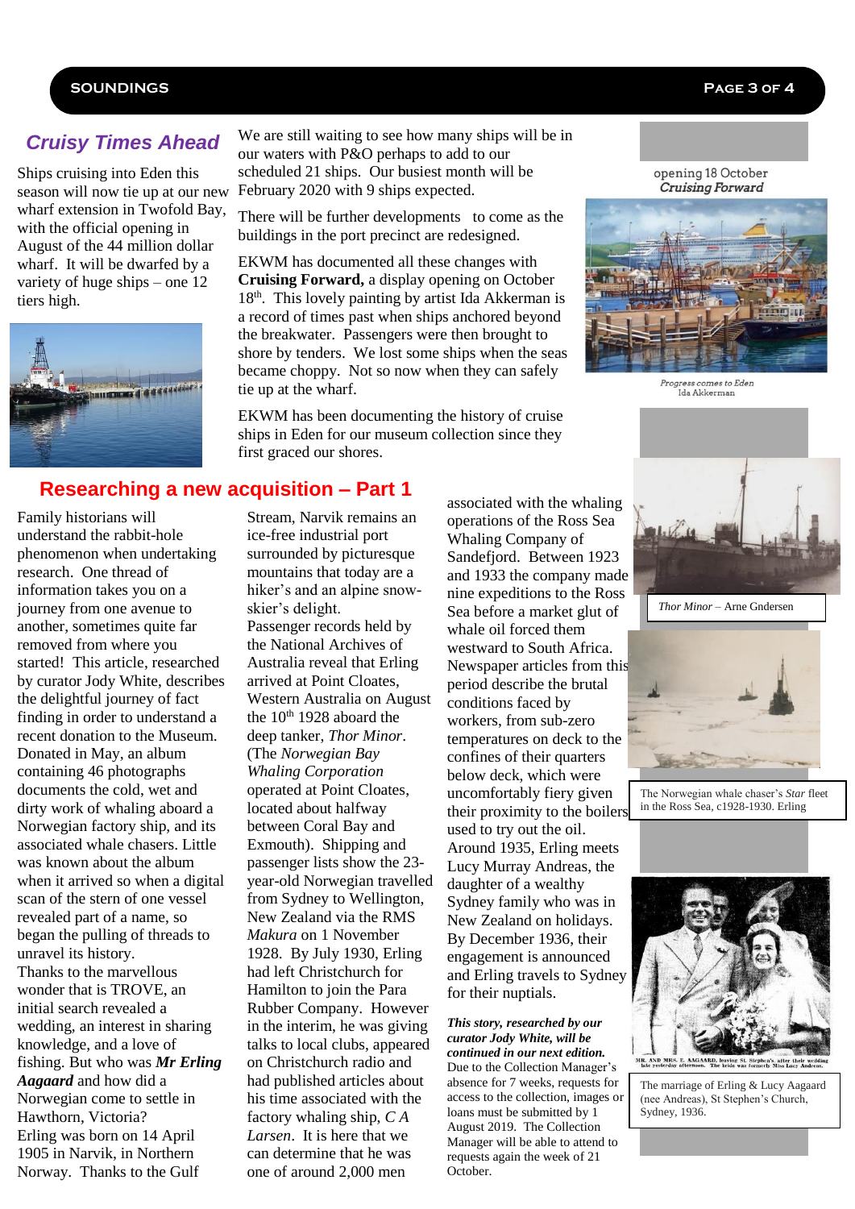## Cruisy Times Ahead

Ships cruising into Eden this season will now tie up at our new wharf extension in Twofold Bay, with the official opening in August of the 44 million dollar wharf. It will be dwarfed by a variety of huge ships – one 12 tiers high.

We are still waiting to see how many ships will be in our waters with P&O perhaps to add to our scheduled 21 ships. Our busiest month will be February 2020 with 9 ships expected.

There will be further developments to come as the buildings in the port precinct are redesigned.

EKWM has documented all these changes with **Cruising Forward,** a display opening on October 18th. This lovely painting by artist Ida Akkerman is a record of times past when ships anchored beyond the breakwater. Passengers were then brought to shore by tenders. We lost some ships when the seas became choppy. Not so now when they can safely tie up at the wharf.

EKWM has been documenting the history of cruise ships in Eden for our museum collection since they first graced our shores.

opening 18 October
*Cruising Forward*

*Progress comes to Eden*
Ida Akkerman

## Researching a new acquisition – Part 1

Family historians will understand the rabbit-hole phenomenon when undertaking research. One thread of information takes you on a journey from one avenue to another, sometimes quite far removed from where you started! This article, researched by curator Jody White, describes the delightful journey of fact finding in order to understand a recent donation to the Museum. Donated in May, an album containing 46 photographs documents the cold, wet and dirty work of whaling aboard a Norwegian factory ship, and its associated whale chasers. Little was known about the album when it arrived so when a digital scan of the stern of one vessel revealed part of a name, so began the pulling of threads to unravel its history.

Thanks to the marvellous wonder that is TROVE, an initial search revealed a wedding, an interest in sharing knowledge, and a love of fishing. But who was ***Mr Erling Aagaard*** and how did a Norwegian come to settle in Hawthorn, Victoria?

Erling was born on 14 April 1905 in Narvik, in Northern Norway. Thanks to the Gulf Stream, Narvik remains an ice-free industrial port surrounded by picturesque mountains that today are a hiker's and an alpine snow-skier's delight.

Passenger records held by the National Archives of Australia reveal that Erling arrived at Point Cloates, Western Australia on August the 10th 1928 aboard the deep tanker, *Thor Minor*. (The *Norwegian Bay Whaling Corporation* operated at Point Cloates, located about halfway between Coral Bay and Exmouth). Shipping and passenger lists show the 23-year-old Norwegian travelled from Sydney to Wellington, New Zealand via the RMS *Makura* on 1 November 1928. By July 1930, Erling had left Christchurch for Hamilton to join the Para Rubber Company. However in the interim, he was giving talks to local clubs, appeared on Christchurch radio and had published articles about his time associated with the factory whaling ship, *C A Larsen*. It is here that we can determine that he was one of around 2,000 men associated with the whaling operations of the Ross Sea Whaling Company of Sandefjord. Between 1923 and 1933 the company made nine expeditions to the Ross Sea before a market glut of whale oil forced them westward to South Africa. Newspaper articles from this period describe the brutal conditions faced by workers, from sub-zero temperatures on deck to the confines of their quarters below deck, which were uncomfortably fiery given their proximity to the boilers used to try out the oil.

Around 1935, Erling meets Lucy Murray Andreas, the daughter of a wealthy Sydney family who was in New Zealand on holidays. By December 1936, their engagement is announced and Erling travels to Sydney for their nuptials.

***This story, researched by our curator Jody White, will be continued in our next edition.***

Due to the Collection Manager's absence for 7 weeks, requests for access to the collection, images or loans must be submitted by 1 August 2019. The Collection Manager will be able to attend to requests again the week of 21 October.

*Thor Minor* – Arne Gndersen

The Norwegian whale chaser's *Star* fleet in the Ross Sea, c1928-1930. Erling

MR. AND MRS. E. AAGAARD, leaving St. Stephen's after their wedding late yesterday afternoon. The bride was formerly Miss Lucy Andreas.

The marriage of Erling & Lucy Aagaard (nee Andreas), St Stephen's Church, Sydney, 1936.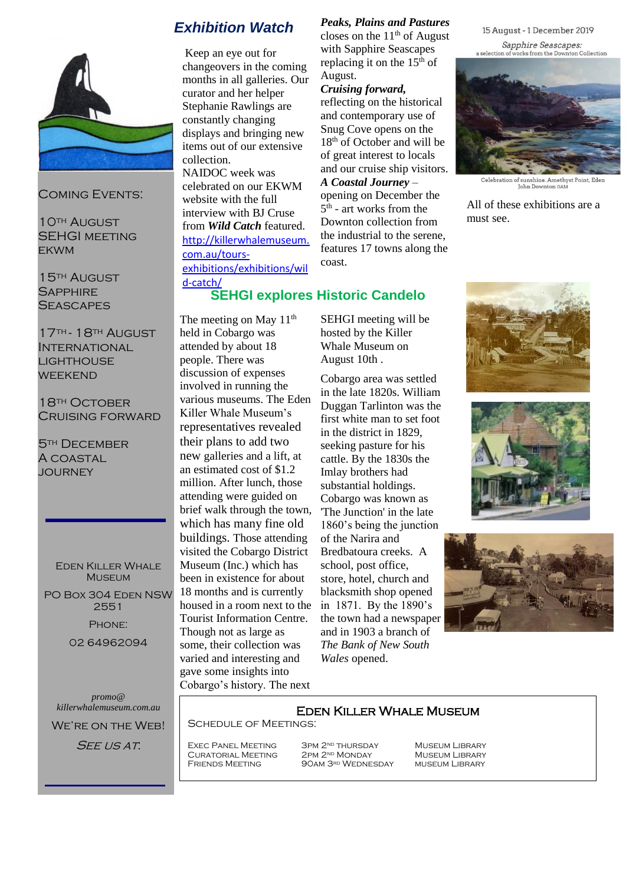COMING EVENTS:

10TH AUGUST
SEHGI MEETING
EKWM

15TH AUGUST
SAPPHIRE
SEASCAPES

17TH - 18TH AUGUST
INTERNATIONAL
LIGHTHOUSE
WEEKEND

18TH OCTOBER
CRUISING FORWARD

5TH DECEMBER
A COASTAL
JOURNEY

EDEN KILLER WHALE
MUSEUM

PO BOX 304 EDEN NSW
2551

PHONE:

02 64962094

*promo@*
*killerwhalemuseum.com.au*

WE'RE ON THE WEB!

*SEE US AT:*

## Exhibition Watch

Keep an eye out for changeovers in the coming months in all galleries. Our curator and her helper Stephanie Rawlings are constantly changing displays and bringing new items out of our extensive collection.

NAIDOC week was celebrated on our EKWM website with the full interview with BJ Cruse from ***Wild Catch*** featured. http://killerwhalemuseum.com.au/tours-exhibitions/exhibitions/wild-catch/

***Peaks, Plains and Pastures*** closes on the 11th of August with Sapphire Seascapes replacing it on the 15th of August.

***Cruising forward,*** reflecting on the historical and contemporary use of Snug Cove opens on the 18th of October and will be of great interest to locals and our cruise ship visitors.

***A Coastal Journey*** – opening on December the 5th - art works from the Downton collection from the industrial to the serene, features 17 towns along the coast.

15 August - 1 December 2019

*Sapphire Seascapes:*
a selection of works from the Downton Collection

Celebration of sunshine. Amethyst Point, Eden
John Downton OAM

All of these exhibitions are a must see.

## SEHGI explores Historic Candelo

The meeting on May 11th held in Cobargo was attended by about 18 people. There was discussion of expenses involved in running the various museums. The Eden Killer Whale Museum's representatives revealed their plans to add two new galleries and a lift, at an estimated cost of $1.2 million. After lunch, those attending were guided on brief walk through the town, which has many fine old buildings. Those attending visited the Cobargo District Museum (Inc.) which has been in existence for about 18 months and is currently housed in a room next to the Tourist Information Centre. Though not as large as some, their collection was varied and interesting and gave some insights into Cobargo's history. The next SEHGI meeting will be hosted by the Killer Whale Museum on August 10th .

Cobargo area was settled in the late 1820s. William Duggan Tarlinton was the first white man to set foot in the district in 1829, seeking pasture for his cattle. By the 1830s the Imlay brothers had substantial holdings. Cobargo was known as 'The Junction' in the late 1860's being the junction of the Narira and Bredbatoura creeks. A school, post office, store, hotel, church and blacksmith shop opened in 1871. By the 1890's the town had a newspaper and in 1903 a branch of *The Bank of New South Wales* opened.

### EDEN KILLER WHALE MUSEUM

SCHEDULE OF MEETINGS:

| | | |
|---|---|---|
| EXEC PANEL MEETING | 3PM 2ND THURSDAY | MUSEUM LIBRARY |
| CURATORIAL MEETING | 2PM 2ND MONDAY | MUSEUM LIBRARY |
| FRIENDS MEETING | 9OAM 3RD WEDNESDAY | MUSEUM LIBRARY |